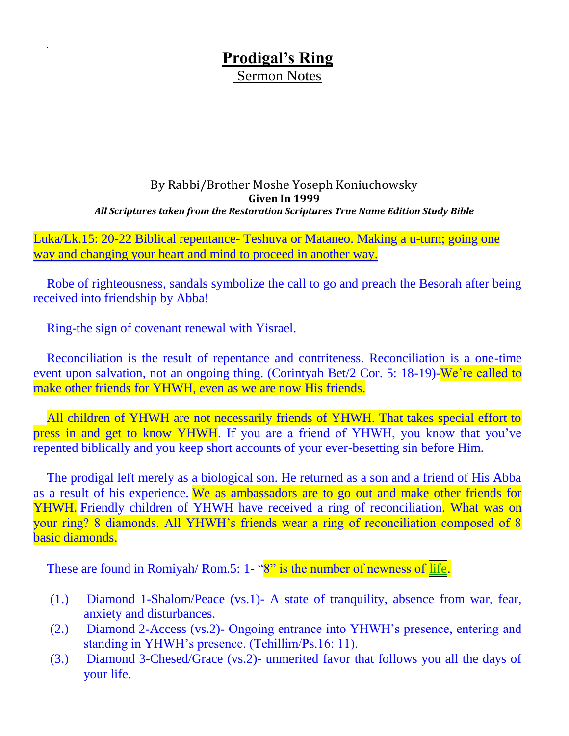# Prodigal's Ring

## Sermon Notes

By Rabbi/Brother Moshe Yoseph Koniuchowsky
**Given In 1999**
***All Scriptures taken from the Restoration Scriptures True Name Edition Study Bible***

Luka/Lk.15: 20-22 Biblical repentance- Teshuva or Mataneo. Making a u-turn; going one way and changing your heart and mind to proceed in another way.

Robe of righteousness, sandals symbolize the call to go and preach the Besorah after being received into friendship by Abba!

Ring-the sign of covenant renewal with Yisrael.

Reconciliation is the result of repentance and contriteness. Reconciliation is a one-time event upon salvation, not an ongoing thing. (Corintyah Bet/2 Cor. 5: 18-19)-We're called to make other friends for YHWH, even as we are now His friends.

All children of YHWH are not necessarily friends of YHWH. That takes special effort to press in and get to know YHWH. If you are a friend of YHWH, you know that you've repented biblically and you keep short accounts of your ever-besetting sin before Him.

The prodigal left merely as a biological son. He returned as a son and a friend of His Abba as a result of his experience. We as ambassadors are to go out and make other friends for YHWH. Friendly children of YHWH have received a ring of reconciliation. What was on your ring? 8 diamonds. All YHWH's friends wear a ring of reconciliation composed of 8 basic diamonds.

These are found in Romiyah/ Rom.5: 1- "8" is the number of newness of life.

(1.) Diamond 1-Shalom/Peace (vs.1)- A state of tranquility, absence from war, fear, anxiety and disturbances.
(2.) Diamond 2-Access (vs.2)- Ongoing entrance into YHWH's presence, entering and standing in YHWH's presence. (Tehillim/Ps.16: 11).
(3.) Diamond 3-Chesed/Grace (vs.2)- unmerited favor that follows you all the days of your life.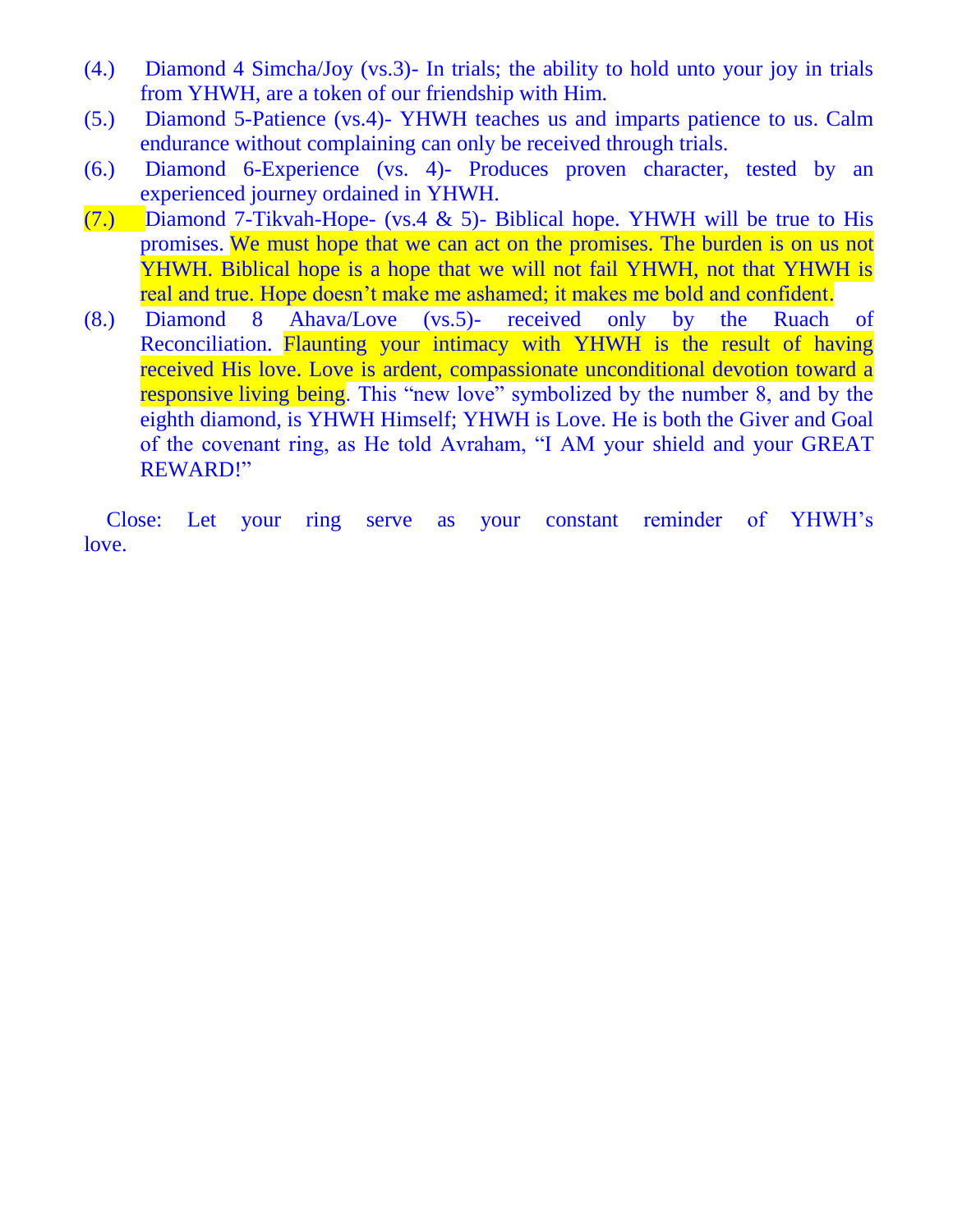(4.) Diamond 4 Simcha/Joy (vs.3)- In trials; the ability to hold unto your joy in trials from YHWH, are a token of our friendship with Him.

(5.) Diamond 5-Patience (vs.4)- YHWH teaches us and imparts patience to us. Calm endurance without complaining can only be received through trials.

(6.) Diamond 6-Experience (vs. 4)- Produces proven character, tested by an experienced journey ordained in YHWH.

(7.) Diamond 7-Tikvah-Hope- (vs.4 & 5)- Biblical hope. YHWH will be true to His promises. We must hope that we can act on the promises. The burden is on us not YHWH. Biblical hope is a hope that we will not fail YHWH, not that YHWH is real and true. Hope doesn't make me ashamed; it makes me bold and confident.

(8.) Diamond 8 Ahava/Love (vs.5)- received only by the Ruach of Reconciliation. Flaunting your intimacy with YHWH is the result of having received His love. Love is ardent, compassionate unconditional devotion toward a responsive living being. This "new love" symbolized by the number 8, and by the eighth diamond, is YHWH Himself; YHWH is Love. He is both the Giver and Goal of the covenant ring, as He told Avraham, "I AM your shield and your GREAT REWARD!"

Close: Let your ring serve as your constant reminder of YHWH's love.